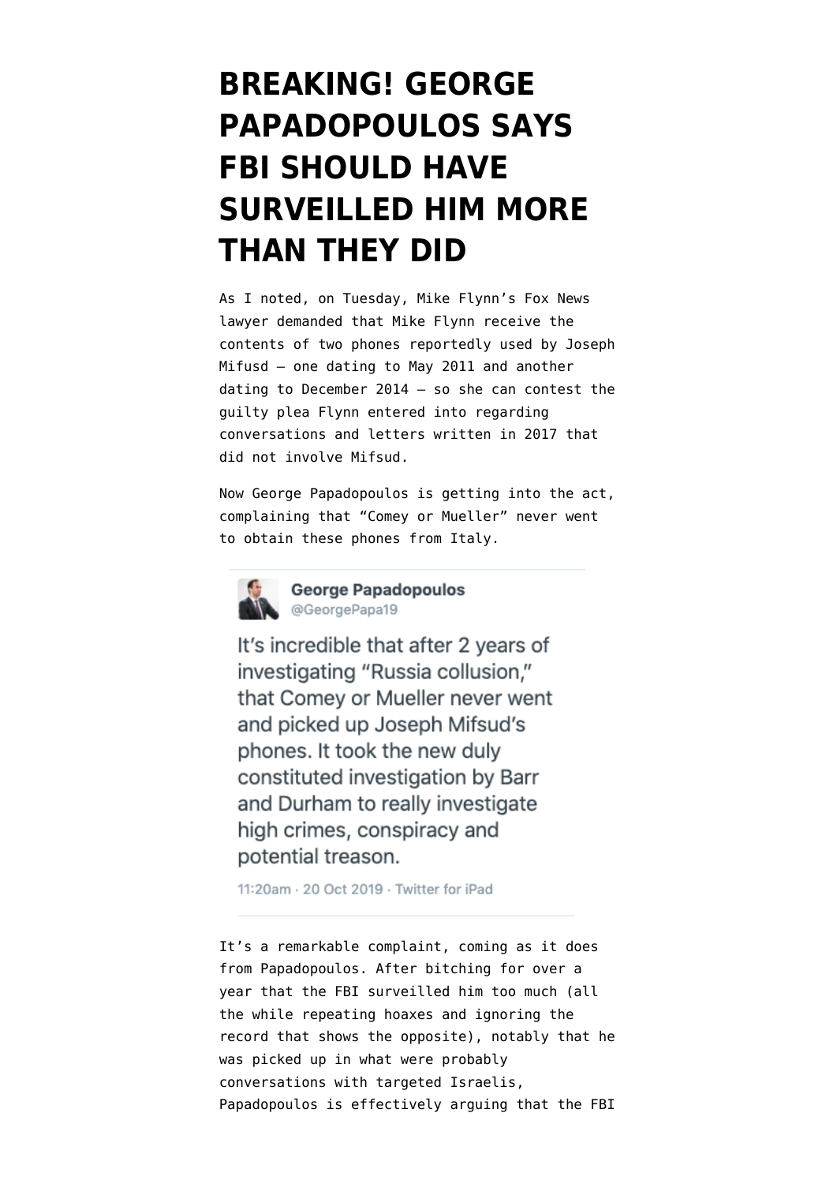# BREAKING! GEORGE PAPADOPOULOS SAYS FBI SHOULD HAVE SURVEILLED HIM MORE THAN THEY DID

As I noted, on Tuesday, Mike Flynn's Fox News lawyer demanded that Mike Flynn receive the contents of two phones reportedly used by Joseph Mifsud — one dating to May 2011 and another dating to December 2014 — so she can contest the guilty plea Flynn entered into regarding conversations and letters written in 2017 that did not involve Mifsud.

Now George Papadopoulos is getting into the act, complaining that "Comey or Mueller" never went to obtain these phones from Italy.

> **George Papadopoulos**
> @GeorgePapa19
>
> It's incredible that after 2 years of investigating "Russia collusion," that Comey or Mueller never went and picked up Joseph Mifsud's phones. It took the new duly constituted investigation by Barr and Durham to really investigate high crimes, conspiracy and potential treason.
>
> 11:20am · 20 Oct 2019 · Twitter for iPad

It's a remarkable complaint, coming as it does from Papadopoulos. After bitching for over a year that the FBI surveilled him too much (all the while repeating hoaxes and ignoring the record that shows the opposite), notably that he was picked up in what were probably conversations with targeted Israelis, Papadopoulos is effectively arguing that the FBI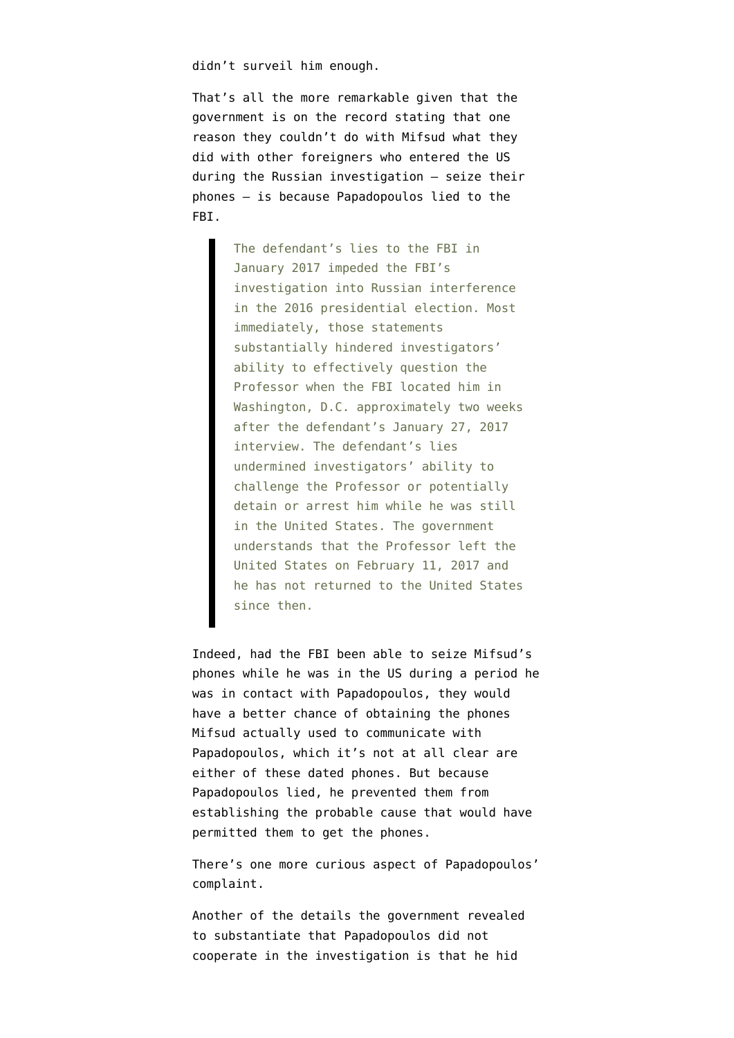didn't surveil him enough.

That's all the more remarkable given that the government is on the record stating that one reason they couldn't do with Mifsud what they did with other foreigners who entered the US during the Russian investigation — seize their phones — is because Papadopoulos lied to the FBI.

> The defendant's lies to the FBI in January 2017 impeded the FBI's investigation into Russian interference in the 2016 presidential election. Most immediately, those statements substantially hindered investigators' ability to effectively question the Professor when the FBI located him in Washington, D.C. approximately two weeks after the defendant's January 27, 2017 interview. The defendant's lies undermined investigators' ability to challenge the Professor or potentially detain or arrest him while he was still in the United States. The government understands that the Professor left the United States on February 11, 2017 and he has not returned to the United States since then.

Indeed, had the FBI been able to seize Mifsud's phones while he was in the US during a period he was in contact with Papadopoulos, they would have a better chance of obtaining the phones Mifsud actually used to communicate with Papadopoulos, which it's not at all clear are either of these dated phones. But because Papadopoulos lied, he prevented them from establishing the probable cause that would have permitted them to get the phones.

There's one more curious aspect of Papadopoulos' complaint.

Another of the details the government revealed to substantiate that Papadopoulos did not cooperate in the investigation is that he hid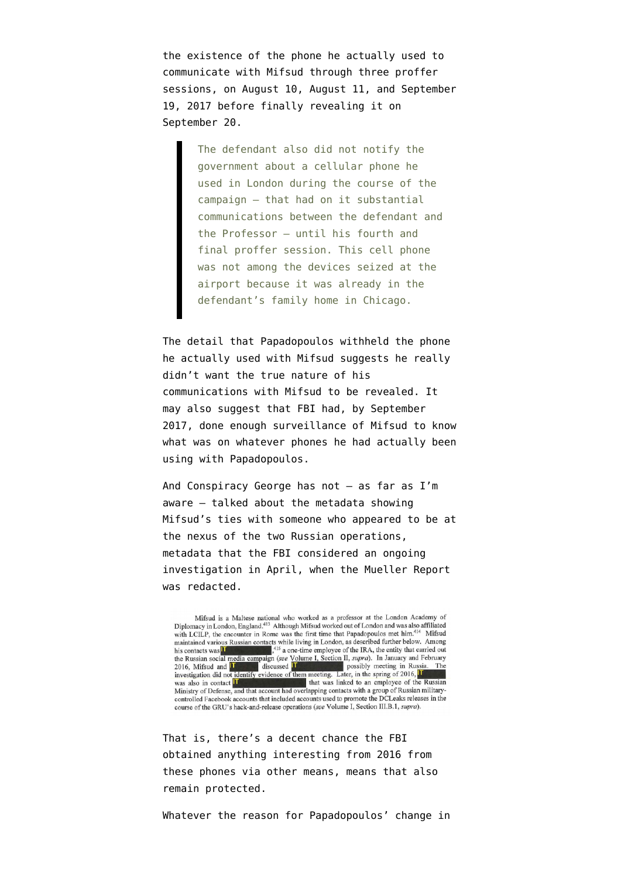the existence of the phone he actually used to communicate with Mifsud through three proffer sessions, on August 10, August 11, and September 19, 2017 before finally revealing it on September 20.

> The defendant also did not notify the government about a cellular phone he used in London during the course of the campaign – that had on it substantial communications between the defendant and the Professor – until his fourth and final proffer session. This cell phone was not among the devices seized at the airport because it was already in the defendant's family home in Chicago.

The detail that Papadopoulos withheld the phone he actually used with Mifsud suggests he really didn't want the true nature of his communications with Mifsud to be revealed. It may also suggest that FBI had, by September 2017, done enough surveillance of Mifsud to know what was on whatever phones he had actually been using with Papadopoulos.

And Conspiracy George has not – as far as I'm aware – talked about the metadata showing Mifsud's ties with someone who appeared to be at the nexus of the two Russian operations, metadata that the FBI considered an ongoing investigation in April, when the Mueller Report was redacted.

> Mifsud is a Maltese national who worked as a professor at the London Academy of Diplomacy in London, England.[413] Although Mifsud worked out of London and was also affiliated with LCILP, the encounter in Rome was the first time that Papadopoulos met him.[414] Mifsud maintained various Russian contacts while living in London, as described further below. Among his contacts was [IT] ,[415] a one-time employee of the IRA, the entity that carried out the Russian social media campaign (*see* Volume I, Section II, *supra*). In January and February 2016, Mifsud and [IT] discussed [IT] possibly meeting in Russia. The investigation did not identify evidence of them meeting. Later, in the spring of 2016, [IT] was also in contact [IT] that was linked to an employee of the Russian Ministry of Defense, and that account had overlapping contacts with a group of Russian military-controlled Facebook accounts that included accounts used to promote the DCLeaks releases in the course of the GRU's hack-and-release operations (*see* Volume I, Section III.B.1, *supra*).

That is, there's a decent chance the FBI obtained anything interesting from 2016 from these phones via other means, means that also remain protected.

Whatever the reason for Papadopoulos' change in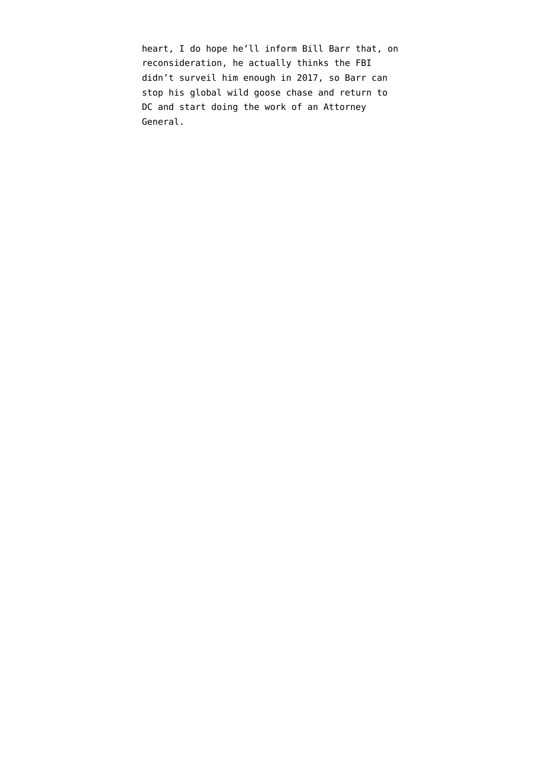heart, I do hope he’ll inform Bill Barr that, on reconsideration, he actually thinks the FBI didn’t surveil him enough in 2017, so Barr can stop his global wild goose chase and return to DC and start doing the work of an Attorney General.